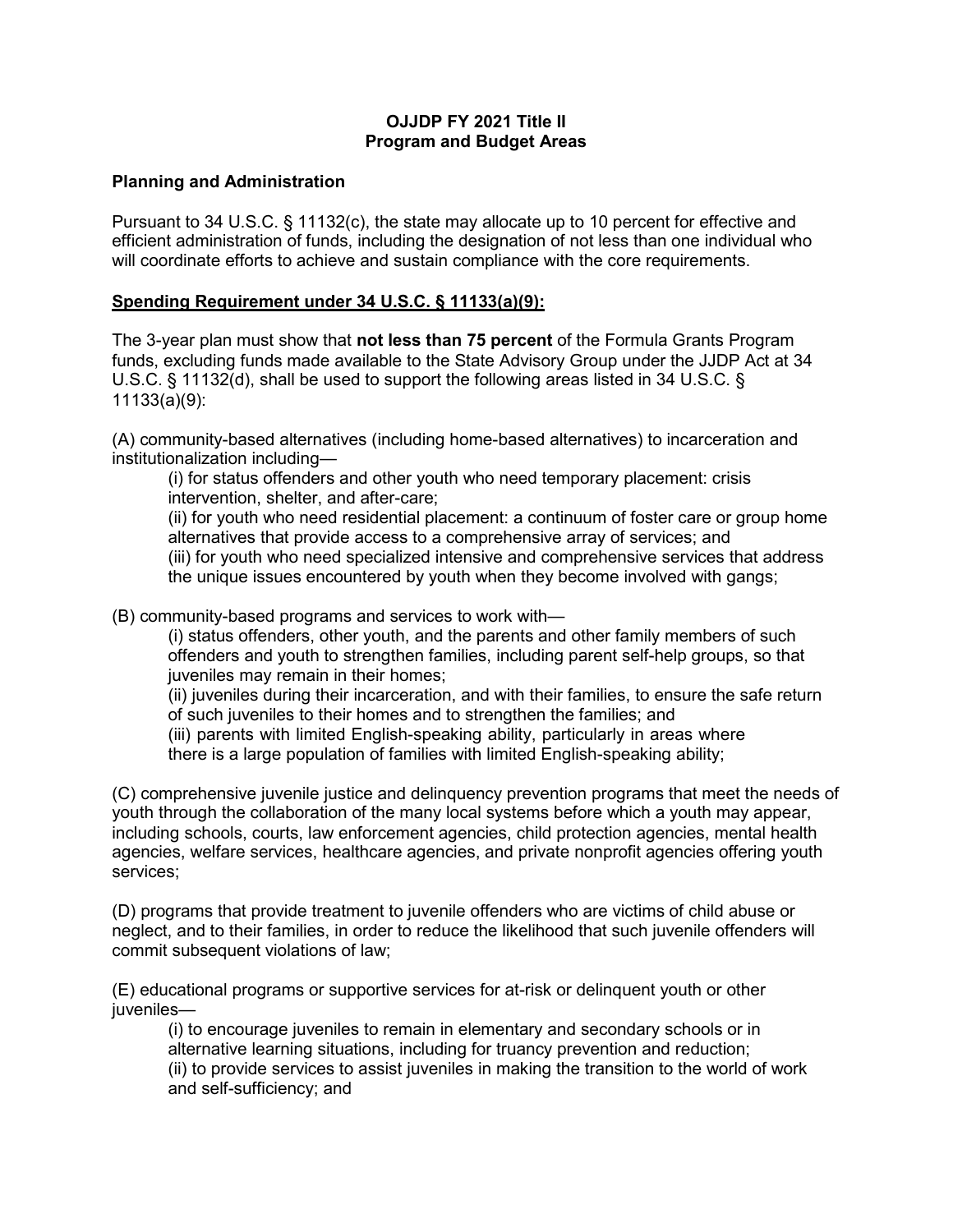# OJJDP FY 2021 Title II
# Program and Budget Areas

## Planning and Administration

Pursuant to 34 U.S.C. § 11132(c), the state may allocate up to 10 percent for effective and efficient administration of funds, including the designation of not less than one individual who will coordinate efforts to achieve and sustain compliance with the core requirements.

## Spending Requirement under 34 U.S.C. § 11133(a)(9):

The 3-year plan must show that **not less than 75 percent** of the Formula Grants Program funds, excluding funds made available to the State Advisory Group under the JJDP Act at 34 U.S.C. § 11132(d), shall be used to support the following areas listed in 34 U.S.C. § 11133(a)(9):

(A) community-based alternatives (including home-based alternatives) to incarceration and institutionalization including—

> (i) for status offenders and other youth who need temporary placement: crisis intervention, shelter, and after-care;
> (ii) for youth who need residential placement: a continuum of foster care or group home alternatives that provide access to a comprehensive array of services; and
> (iii) for youth who need specialized intensive and comprehensive services that address the unique issues encountered by youth when they become involved with gangs;

(B) community-based programs and services to work with—

> (i) status offenders, other youth, and the parents and other family members of such offenders and youth to strengthen families, including parent self-help groups, so that juveniles may remain in their homes;
> (ii) juveniles during their incarceration, and with their families, to ensure the safe return of such juveniles to their homes and to strengthen the families; and
> (iii) parents with limited English-speaking ability, particularly in areas where there is a large population of families with limited English-speaking ability;

(C) comprehensive juvenile justice and delinquency prevention programs that meet the needs of youth through the collaboration of the many local systems before which a youth may appear, including schools, courts, law enforcement agencies, child protection agencies, mental health agencies, welfare services, healthcare agencies, and private nonprofit agencies offering youth services;

(D) programs that provide treatment to juvenile offenders who are victims of child abuse or neglect, and to their families, in order to reduce the likelihood that such juvenile offenders will commit subsequent violations of law;

(E) educational programs or supportive services for at-risk or delinquent youth or other juveniles—

> (i) to encourage juveniles to remain in elementary and secondary schools or in alternative learning situations, including for truancy prevention and reduction;
> (ii) to provide services to assist juveniles in making the transition to the world of work and self-sufficiency; and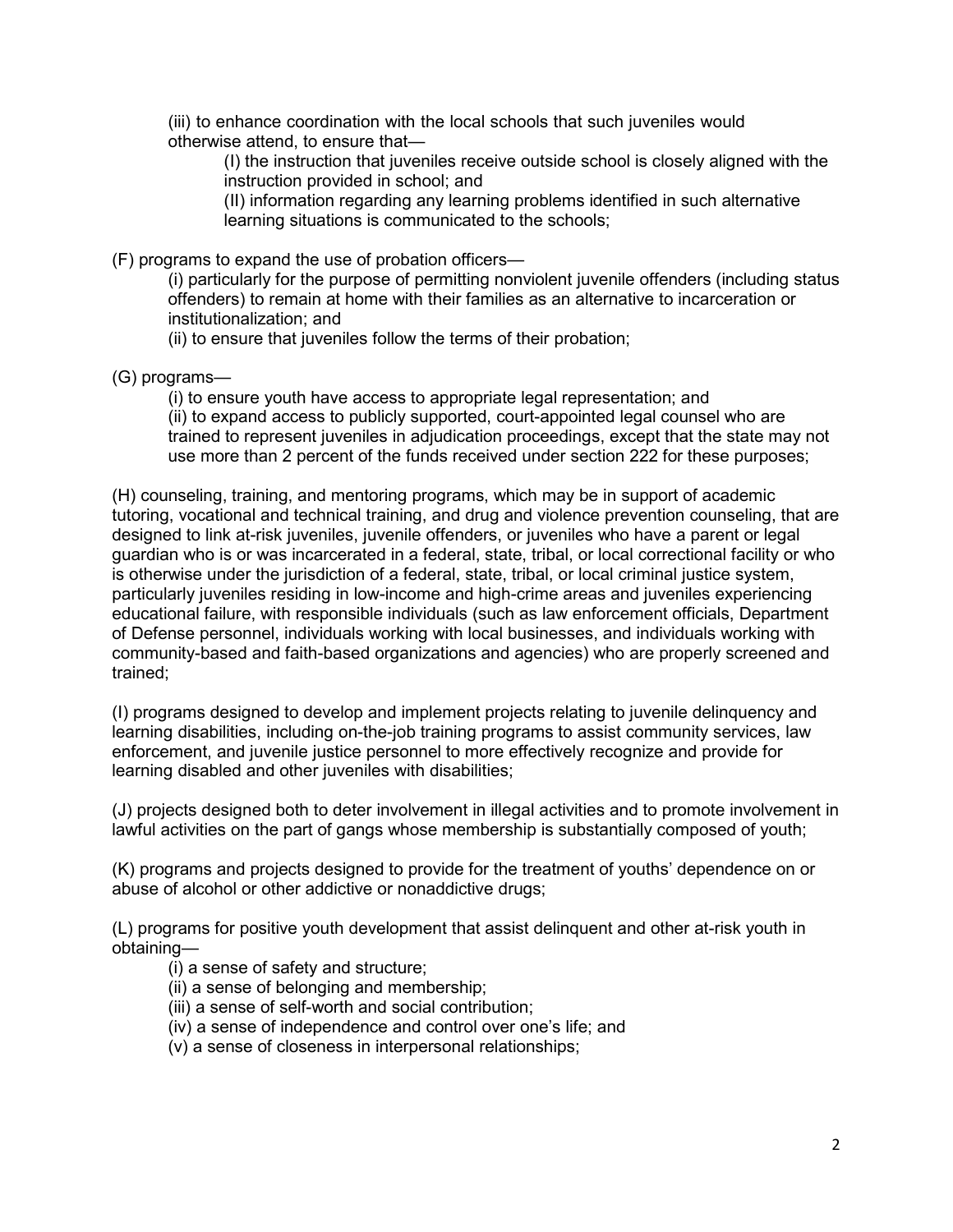(iii) to enhance coordination with the local schools that such juveniles would otherwise attend, to ensure that—

(I) the instruction that juveniles receive outside school is closely aligned with the instruction provided in school; and

(II) information regarding any learning problems identified in such alternative learning situations is communicated to the schools;

(F) programs to expand the use of probation officers—

(i) particularly for the purpose of permitting nonviolent juvenile offenders (including status offenders) to remain at home with their families as an alternative to incarceration or institutionalization; and

(ii) to ensure that juveniles follow the terms of their probation;

(G) programs—

(i) to ensure youth have access to appropriate legal representation; and

(ii) to expand access to publicly supported, court-appointed legal counsel who are trained to represent juveniles in adjudication proceedings, except that the state may not use more than 2 percent of the funds received under section 222 for these purposes;

(H) counseling, training, and mentoring programs, which may be in support of academic tutoring, vocational and technical training, and drug and violence prevention counseling, that are designed to link at-risk juveniles, juvenile offenders, or juveniles who have a parent or legal guardian who is or was incarcerated in a federal, state, tribal, or local correctional facility or who is otherwise under the jurisdiction of a federal, state, tribal, or local criminal justice system, particularly juveniles residing in low-income and high-crime areas and juveniles experiencing educational failure, with responsible individuals (such as law enforcement officials, Department of Defense personnel, individuals working with local businesses, and individuals working with community-based and faith-based organizations and agencies) who are properly screened and trained;

(I) programs designed to develop and implement projects relating to juvenile delinquency and learning disabilities, including on-the-job training programs to assist community services, law enforcement, and juvenile justice personnel to more effectively recognize and provide for learning disabled and other juveniles with disabilities;

(J) projects designed both to deter involvement in illegal activities and to promote involvement in lawful activities on the part of gangs whose membership is substantially composed of youth;

(K) programs and projects designed to provide for the treatment of youths' dependence on or abuse of alcohol or other addictive or nonaddictive drugs;

(L) programs for positive youth development that assist delinquent and other at-risk youth in obtaining—

(i) a sense of safety and structure;

(ii) a sense of belonging and membership;

(iii) a sense of self-worth and social contribution;

(iv) a sense of independence and control over one's life; and

(v) a sense of closeness in interpersonal relationships;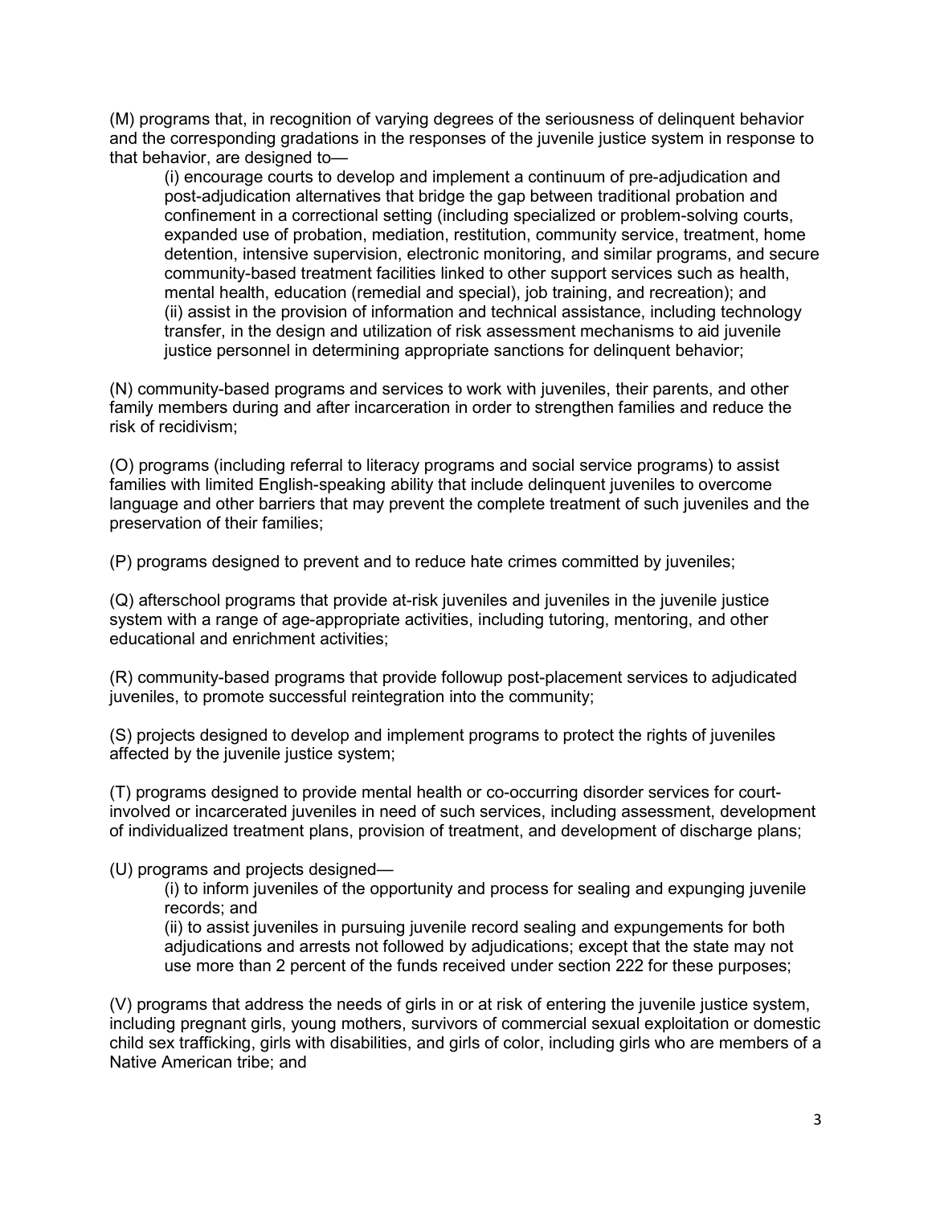(M) programs that, in recognition of varying degrees of the seriousness of delinquent behavior and the corresponding gradations in the responses of the juvenile justice system in response to that behavior, are designed to—

(i) encourage courts to develop and implement a continuum of pre-adjudication and post-adjudication alternatives that bridge the gap between traditional probation and confinement in a correctional setting (including specialized or problem-solving courts, expanded use of probation, mediation, restitution, community service, treatment, home detention, intensive supervision, electronic monitoring, and similar programs, and secure community-based treatment facilities linked to other support services such as health, mental health, education (remedial and special), job training, and recreation); and

(ii) assist in the provision of information and technical assistance, including technology transfer, in the design and utilization of risk assessment mechanisms to aid juvenile justice personnel in determining appropriate sanctions for delinquent behavior;

(N) community-based programs and services to work with juveniles, their parents, and other family members during and after incarceration in order to strengthen families and reduce the risk of recidivism;

(O) programs (including referral to literacy programs and social service programs) to assist families with limited English-speaking ability that include delinquent juveniles to overcome language and other barriers that may prevent the complete treatment of such juveniles and the preservation of their families;

(P) programs designed to prevent and to reduce hate crimes committed by juveniles;

(Q) afterschool programs that provide at-risk juveniles and juveniles in the juvenile justice system with a range of age-appropriate activities, including tutoring, mentoring, and other educational and enrichment activities;

(R) community-based programs that provide followup post-placement services to adjudicated juveniles, to promote successful reintegration into the community;

(S) projects designed to develop and implement programs to protect the rights of juveniles affected by the juvenile justice system;

(T) programs designed to provide mental health or co-occurring disorder services for court-involved or incarcerated juveniles in need of such services, including assessment, development of individualized treatment plans, provision of treatment, and development of discharge plans;

(U) programs and projects designed—

(i) to inform juveniles of the opportunity and process for sealing and expunging juvenile records; and

(ii) to assist juveniles in pursuing juvenile record sealing and expungements for both adjudications and arrests not followed by adjudications; except that the state may not use more than 2 percent of the funds received under section 222 for these purposes;

(V) programs that address the needs of girls in or at risk of entering the juvenile justice system, including pregnant girls, young mothers, survivors of commercial sexual exploitation or domestic child sex trafficking, girls with disabilities, and girls of color, including girls who are members of a Native American tribe; and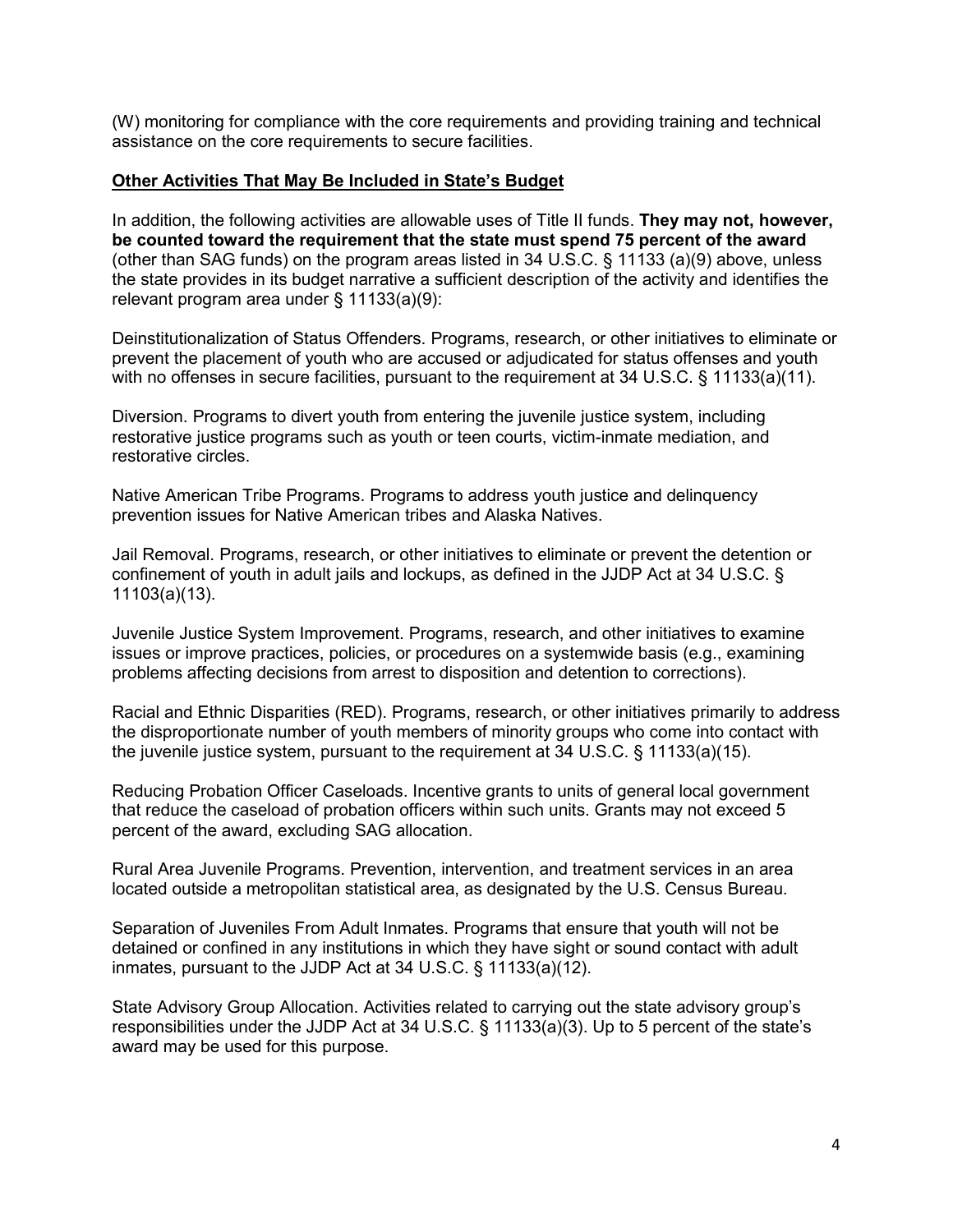(W) monitoring for compliance with the core requirements and providing training and technical assistance on the core requirements to secure facilities.

**Other Activities That May Be Included in State's Budget**

In addition, the following activities are allowable uses of Title II funds. **They may not, however, be counted toward the requirement that the state must spend 75 percent of the award** (other than SAG funds) on the program areas listed in 34 U.S.C. § 11133 (a)(9) above, unless the state provides in its budget narrative a sufficient description of the activity and identifies the relevant program area under § 11133(a)(9):

Deinstitutionalization of Status Offenders. Programs, research, or other initiatives to eliminate or prevent the placement of youth who are accused or adjudicated for status offenses and youth with no offenses in secure facilities, pursuant to the requirement at 34 U.S.C. § 11133(a)(11).

Diversion. Programs to divert youth from entering the juvenile justice system, including restorative justice programs such as youth or teen courts, victim-inmate mediation, and restorative circles.

Native American Tribe Programs. Programs to address youth justice and delinquency prevention issues for Native American tribes and Alaska Natives.

Jail Removal. Programs, research, or other initiatives to eliminate or prevent the detention or confinement of youth in adult jails and lockups, as defined in the JJDP Act at 34 U.S.C. § 11103(a)(13).

Juvenile Justice System Improvement. Programs, research, and other initiatives to examine issues or improve practices, policies, or procedures on a systemwide basis (e.g., examining problems affecting decisions from arrest to disposition and detention to corrections).

Racial and Ethnic Disparities (RED). Programs, research, or other initiatives primarily to address the disproportionate number of youth members of minority groups who come into contact with the juvenile justice system, pursuant to the requirement at 34 U.S.C. § 11133(a)(15).

Reducing Probation Officer Caseloads. Incentive grants to units of general local government that reduce the caseload of probation officers within such units. Grants may not exceed 5 percent of the award, excluding SAG allocation.

Rural Area Juvenile Programs. Prevention, intervention, and treatment services in an area located outside a metropolitan statistical area, as designated by the U.S. Census Bureau.

Separation of Juveniles From Adult Inmates. Programs that ensure that youth will not be detained or confined in any institutions in which they have sight or sound contact with adult inmates, pursuant to the JJDP Act at 34 U.S.C. § 11133(a)(12).

State Advisory Group Allocation. Activities related to carrying out the state advisory group's responsibilities under the JJDP Act at 34 U.S.C. § 11133(a)(3). Up to 5 percent of the state's award may be used for this purpose.